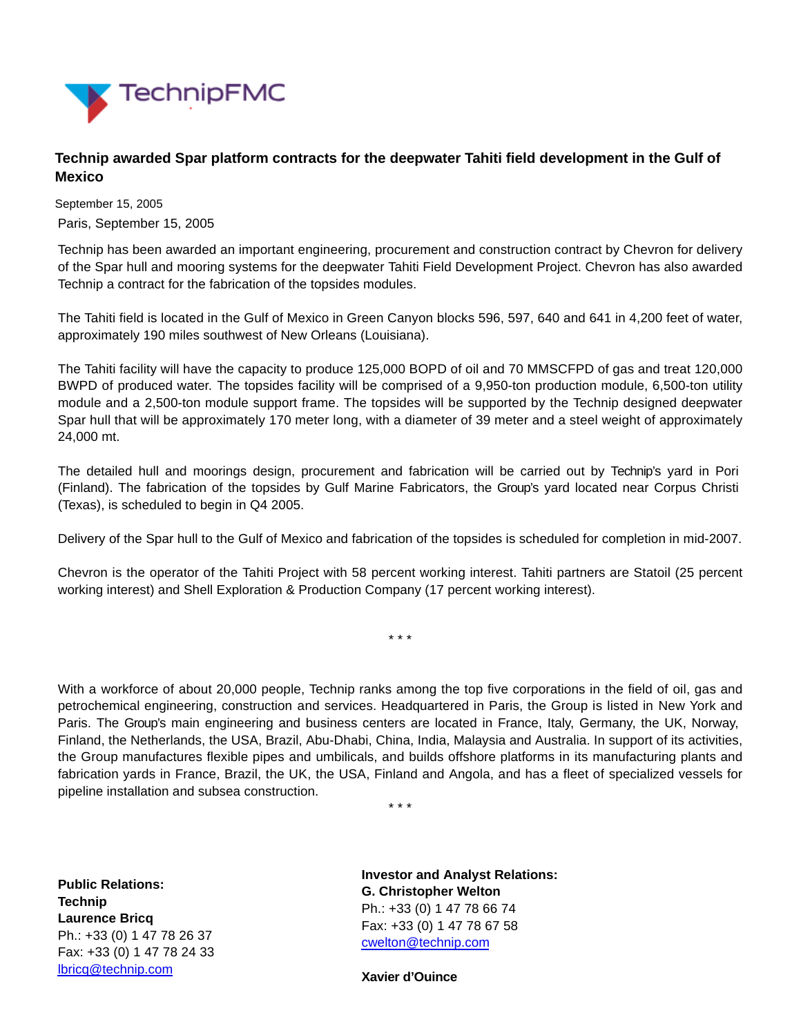# Technip awarded Spar platform contracts for the deepwater Tahiti field development in the Gulf of Mexico

September 15, 2005

Paris, September 15, 2005

Technip has been awarded an important engineering, procurement and construction contract by Chevron for delivery of the Spar hull and mooring systems for the deepwater Tahiti Field Development Project. Chevron has also awarded Technip a contract for the fabrication of the topsides modules.

The Tahiti field is located in the Gulf of Mexico in Green Canyon blocks 596, 597, 640 and 641 in 4,200 feet of water, approximately 190 miles southwest of New Orleans (Louisiana).

The Tahiti facility will have the capacity to produce 125,000 BOPD of oil and 70 MMSCFPD of gas and treat 120,000 BWPD of produced water. The topsides facility will be comprised of a 9,950-ton production module, 6,500-ton utility module and a 2,500-ton module support frame. The topsides will be supported by the Technip designed deepwater Spar hull that will be approximately 170 meter long, with a diameter of 39 meter and a steel weight of approximately 24,000 mt.

The detailed hull and moorings design, procurement and fabrication will be carried out by Technip's yard in Pori (Finland). The fabrication of the topsides by Gulf Marine Fabricators, the Group's yard located near Corpus Christi (Texas), is scheduled to begin in Q4 2005.

Delivery of the Spar hull to the Gulf of Mexico and fabrication of the topsides is scheduled for completion in mid-2007.

Chevron is the operator of the Tahiti Project with 58 percent working interest. Tahiti partners are Statoil (25 percent working interest) and Shell Exploration & Production Company (17 percent working interest).

* * *

With a workforce of about 20,000 people, Technip ranks among the top five corporations in the field of oil, gas and petrochemical engineering, construction and services. Headquartered in Paris, the Group is listed in New York and Paris. The Group's main engineering and business centers are located in France, Italy, Germany, the UK, Norway, Finland, the Netherlands, the USA, Brazil, Abu-Dhabi, China, India, Malaysia and Australia. In support of its activities, the Group manufactures flexible pipes and umbilicals, and builds offshore platforms in its manufacturing plants and fabrication yards in France, Brazil, the UK, the USA, Finland and Angola, and has a fleet of specialized vessels for pipeline installation and subsea construction.

* * *

**Public Relations:**
**Technip**
**Laurence Bricq**
Ph.: +33 (0) 1 47 78 26 37
Fax: +33 (0) 1 47 78 24 33
lbricq@technip.com

**Investor and Analyst Relations:**
**G. Christopher Welton**
Ph.: +33 (0) 1 47 78 66 74
Fax: +33 (0) 1 47 78 67 58
cwelton@technip.com

**Xavier d'Ouince**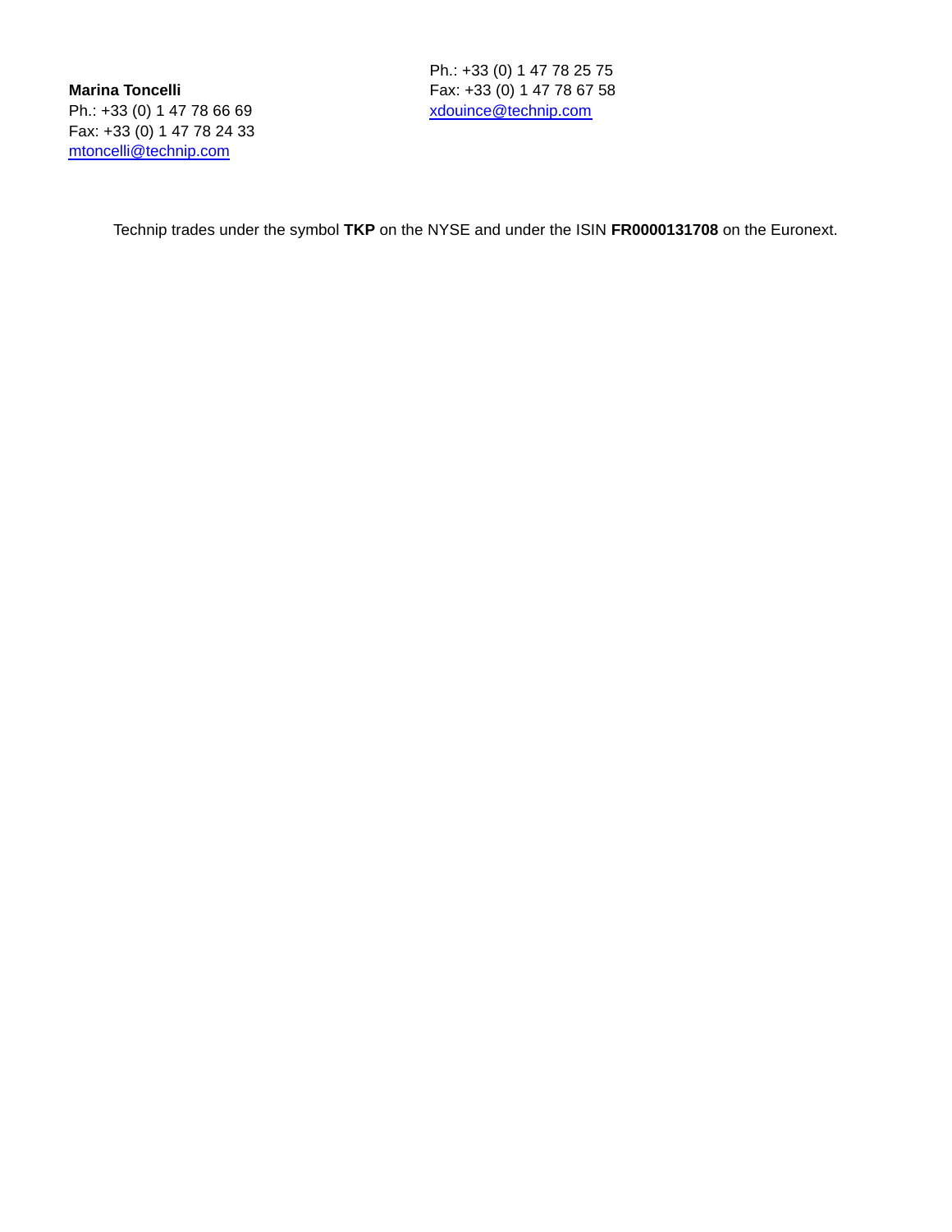**Marina Toncelli**
Ph.: +33 (0) 1 47 78 66 69
Fax: +33 (0) 1 47 78 24 33
mtoncelli@technip.com

Ph.: +33 (0) 1 47 78 25 75
Fax: +33 (0) 1 47 78 67 58
xdouince@technip.com

Technip trades under the symbol **TKP** on the NYSE and under the ISIN **FR0000131708** on the Euronext.